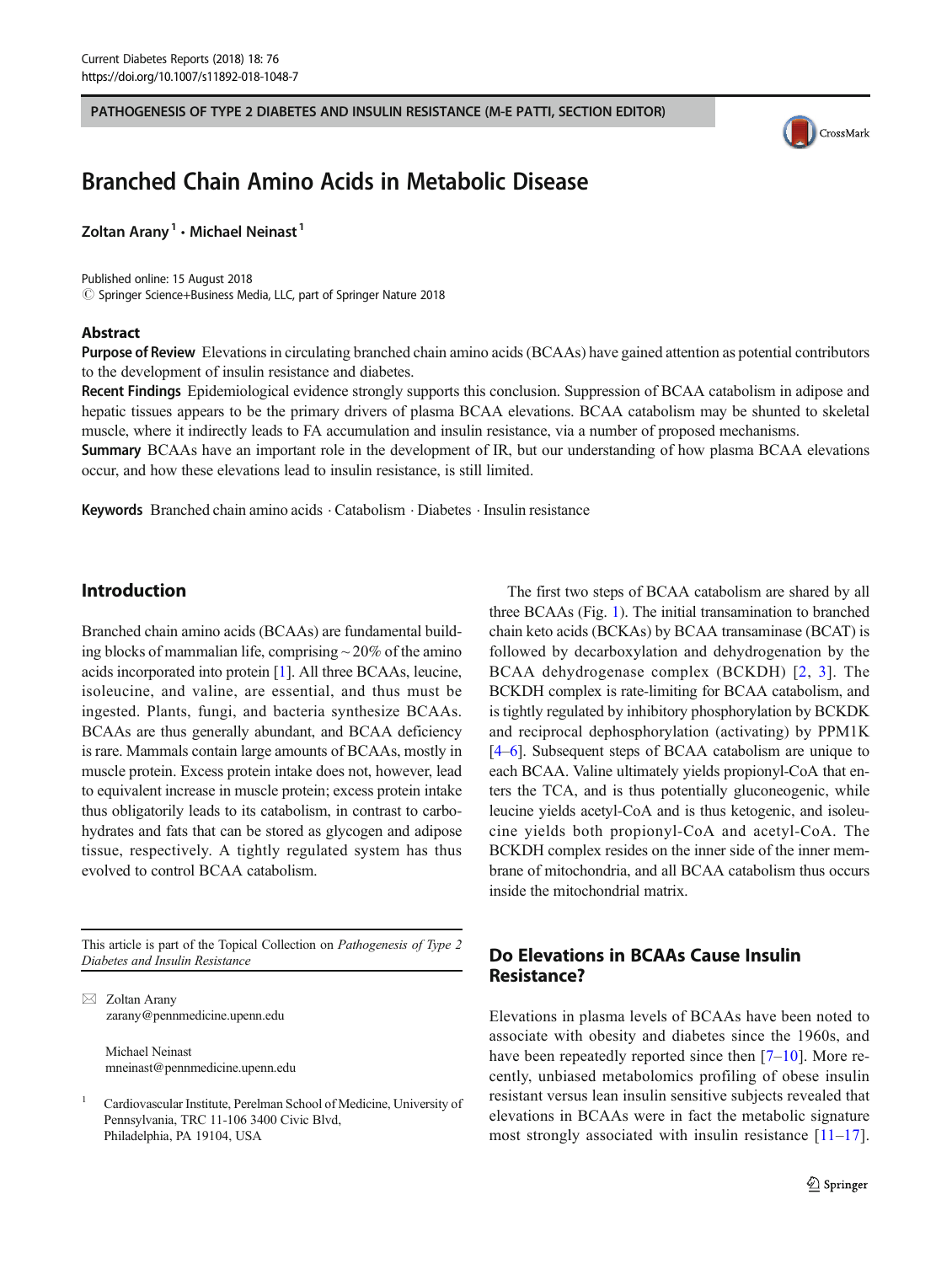PATHOGENESIS OF TYPE 2 DIABETES AND INSULIN RESISTANCE (M-E PATTI, SECTION EDITOR)

# Branched Chain Amino Acids in Metabolic Disease

**Zoltan Arany** [1] **· Michael Neinast** [1]

Published online: 15 August 2018
© Springer Science+Business Media, LLC, part of Springer Nature 2018

## Abstract

**Purpose of Review** Elevations in circulating branched chain amino acids (BCAAs) have gained attention as potential contributors to the development of insulin resistance and diabetes.

**Recent Findings** Epidemiological evidence strongly supports this conclusion. Suppression of BCAA catabolism in adipose and hepatic tissues appears to be the primary drivers of plasma BCAA elevations. BCAA catabolism may be shunted to skeletal muscle, where it indirectly leads to FA accumulation and insulin resistance, via a number of proposed mechanisms.

**Summary** BCAAs have an important role in the development of IR, but our understanding of how plasma BCAA elevations occur, and how these elevations lead to insulin resistance, is still limited.

**Keywords** Branched chain amino acids · Catabolism · Diabetes · Insulin resistance

## Introduction

Branched chain amino acids (BCAAs) are fundamental building blocks of mammalian life, comprising ~ 20% of the amino acids incorporated into protein [1]. All three BCAAs, leucine, isoleucine, and valine, are essential, and thus must be ingested. Plants, fungi, and bacteria synthesize BCAAs. BCAAs are thus generally abundant, and BCAA deficiency is rare. Mammals contain large amounts of BCAAs, mostly in muscle protein. Excess protein intake does not, however, lead to equivalent increase in muscle protein; excess protein intake thus obligatorily leads to its catabolism, in contrast to carbohydrates and fats that can be stored as glycogen and adipose tissue, respectively. A tightly regulated system has thus evolved to control BCAA catabolism.

The first two steps of BCAA catabolism are shared by all three BCAAs (Fig. 1). The initial transamination to branched chain keto acids (BCKAs) by BCAA transaminase (BCAT) is followed by decarboxylation and dehydrogenation by the BCAA dehydrogenase complex (BCKDH) [2, 3]. The BCKDH complex is rate-limiting for BCAA catabolism, and is tightly regulated by inhibitory phosphorylation by BCKDK and reciprocal dephosphorylation (activating) by PPM1K [4–6]. Subsequent steps of BCAA catabolism are unique to each BCAA. Valine ultimately yields propionyl-CoA that enters the TCA, and is thus potentially gluconeogenic, while leucine yields acetyl-CoA and is thus ketogenic, and isoleucine yields both propionyl-CoA and acetyl-CoA. The BCKDH complex resides on the inner side of the inner membrane of mitochondria, and all BCAA catabolism thus occurs inside the mitochondrial matrix.

## Do Elevations in BCAAs Cause Insulin Resistance?

Elevations in plasma levels of BCAAs have been noted to associate with obesity and diabetes since the 1960s, and have been repeatedly reported since then [7–10]. More recently, unbiased metabolomics profiling of obese insulin resistant versus lean insulin sensitive subjects revealed that elevations in BCAAs were in fact the metabolic signature most strongly associated with insulin resistance [11–17].

This article is part of the Topical Collection on *Pathogenesis of Type 2 Diabetes and Insulin Resistance*

✉ Zoltan Arany
zarany@pennmedicine.upenn.edu

Michael Neinast
mneinast@pennmedicine.upenn.edu

[1] Cardiovascular Institute, Perelman School of Medicine, University of Pennsylvania, TRC 11-106 3400 Civic Blvd, Philadelphia, PA 19104, USA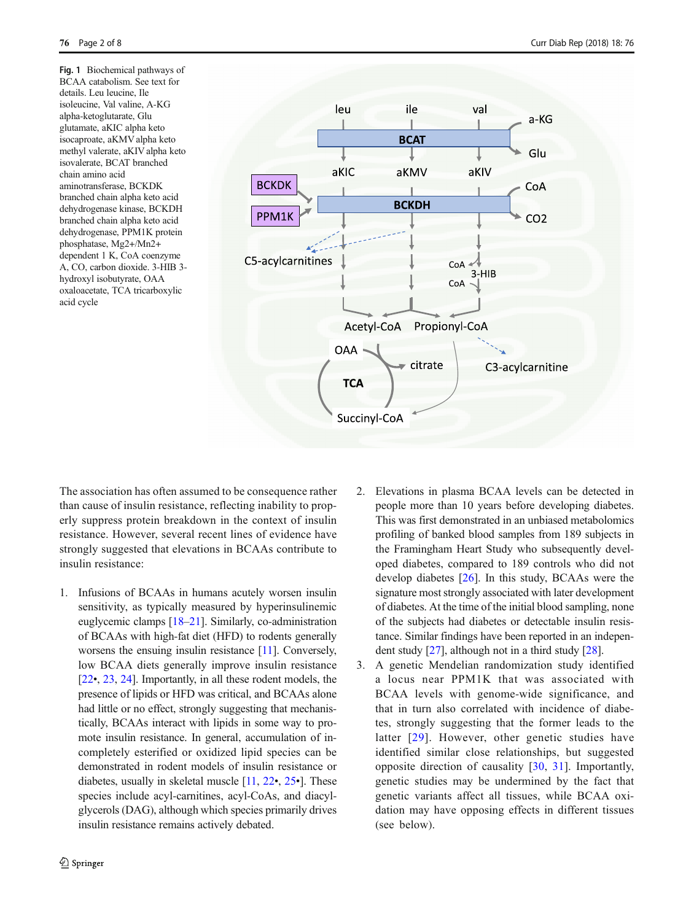**Fig. 1** Biochemical pathways of BCAA catabolism. See text for details. Leu leucine, Ile isoleucine, Val valine, A-KG alpha-ketoglutarate, Glu glutamate, aKIC alpha keto isocaproate, aKMV alpha keto methyl valerate, aKIV alpha keto isovalerate, BCAT branched chain amino acid aminotransferase, BCKDK branched chain alpha keto acid dehydrogenase kinase, BCKDH branched chain alpha keto acid dehydrogenase, PPM1K protein phosphatase, Mg2+/Mn2+ dependent 1 K, CoA coenzyme A, CO, carbon dioxide. 3-HIB 3-hydroxyl isobutyrate, OAA oxaloacetate, TCA tricarboxylic acid cycle

The association has often assumed to be consequence rather than cause of insulin resistance, reflecting inability to properly suppress protein breakdown in the context of insulin resistance. However, several recent lines of evidence have strongly suggested that elevations in BCAAs contribute to insulin resistance:

1. Infusions of BCAAs in humans acutely worsen insulin sensitivity, as typically measured by hyperinsulinemic euglycemic clamps [18–21]. Similarly, co-administration of BCAAs with high-fat diet (HFD) to rodents generally worsens the ensuing insulin resistance [11]. Conversely, low BCAA diets generally improve insulin resistance [22•, 23, 24]. Importantly, in all these rodent models, the presence of lipids or HFD was critical, and BCAAs alone had little or no effect, strongly suggesting that mechanistically, BCAAs interact with lipids in some way to promote insulin resistance. In general, accumulation of incompletely esterified or oxidized lipid species can be demonstrated in rodent models of insulin resistance or diabetes, usually in skeletal muscle [11, 22•, 25•]. These species include acyl-carnitines, acyl-CoAs, and diacylglycerols (DAG), although which species primarily drives insulin resistance remains actively debated.
2. Elevations in plasma BCAA levels can be detected in people more than 10 years before developing diabetes. This was first demonstrated in an unbiased metabolomics profiling of banked blood samples from 189 subjects in the Framingham Heart Study who subsequently developed diabetes, compared to 189 controls who did not develop diabetes [26]. In this study, BCAAs were the signature most strongly associated with later development of diabetes. At the time of the initial blood sampling, none of the subjects had diabetes or detectable insulin resistance. Similar findings have been reported in an independent study [27], although not in a third study [28].
3. A genetic Mendelian randomization study identified a locus near PPM1K that was associated with BCAA levels with genome-wide significance, and that in turn also correlated with incidence of diabetes, strongly suggesting that the former leads to the latter [29]. However, other genetic studies have identified similar close relationships, but suggested opposite direction of causality [30, 31]. Importantly, genetic studies may be undermined by the fact that genetic variants affect all tissues, while BCAA oxidation may have opposing effects in different tissues (see below).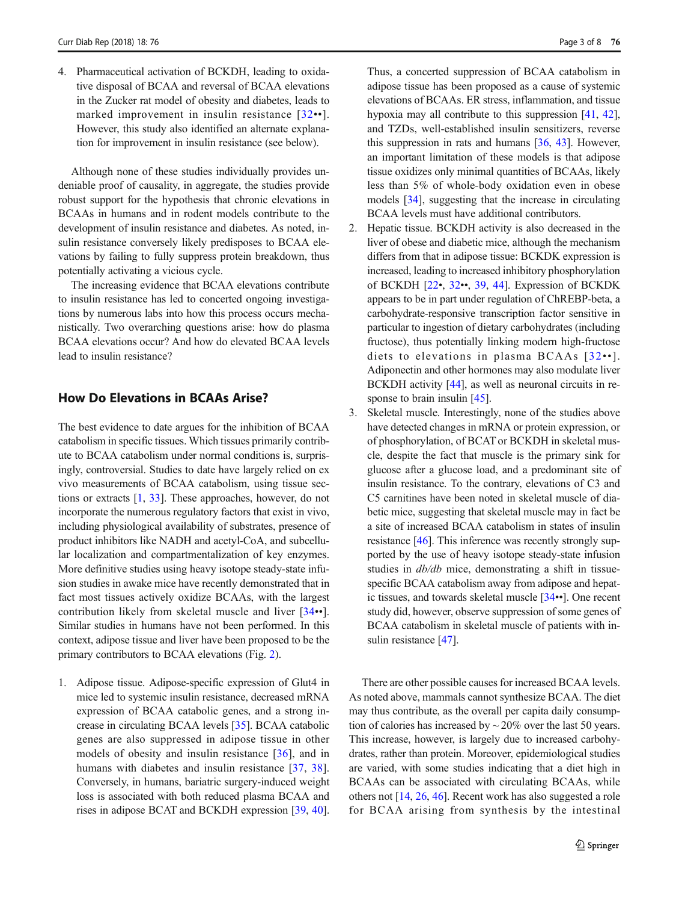4. Pharmaceutical activation of BCKDH, leading to oxidative disposal of BCAA and reversal of BCAA elevations in the Zucker rat model of obesity and diabetes, leads to marked improvement in insulin resistance [32••]. However, this study also identified an alternate explanation for improvement in insulin resistance (see below).

Although none of these studies individually provides undeniable proof of causality, in aggregate, the studies provide robust support for the hypothesis that chronic elevations in BCAAs in humans and in rodent models contribute to the development of insulin resistance and diabetes. As noted, insulin resistance conversely likely predisposes to BCAA elevations by failing to fully suppress protein breakdown, thus potentially activating a vicious cycle.

The increasing evidence that BCAA elevations contribute to insulin resistance has led to concerted ongoing investigations by numerous labs into how this process occurs mechanistically. Two overarching questions arise: how do plasma BCAA elevations occur? And how do elevated BCAA levels lead to insulin resistance?

## How Do Elevations in BCAAs Arise?

The best evidence to date argues for the inhibition of BCAA catabolism in specific tissues. Which tissues primarily contribute to BCAA catabolism under normal conditions is, surprisingly, controversial. Studies to date have largely relied on ex vivo measurements of BCAA catabolism, using tissue sections or extracts [1, 33]. These approaches, however, do not incorporate the numerous regulatory factors that exist in vivo, including physiological availability of substrates, presence of product inhibitors like NADH and acetyl-CoA, and subcellular localization and compartmentalization of key enzymes. More definitive studies using heavy isotope steady-state infusion studies in awake mice have recently demonstrated that in fact most tissues actively oxidize BCAAs, with the largest contribution likely from skeletal muscle and liver [34••]. Similar studies in humans have not been performed. In this context, adipose tissue and liver have been proposed to be the primary contributors to BCAA elevations (Fig. 2).

1. Adipose tissue. Adipose-specific expression of Glut4 in mice led to systemic insulin resistance, decreased mRNA expression of BCAA catabolic genes, and a strong increase in circulating BCAA levels [35]. BCAA catabolic genes are also suppressed in adipose tissue in other models of obesity and insulin resistance [36], and in humans with diabetes and insulin resistance [37, 38]. Conversely, in humans, bariatric surgery-induced weight loss is associated with both reduced plasma BCAA and rises in adipose BCAT and BCKDH expression [39, 40]. Thus, a concerted suppression of BCAA catabolism in adipose tissue has been proposed as a cause of systemic elevations of BCAAs. ER stress, inflammation, and tissue hypoxia may all contribute to this suppression [41, 42], and TZDs, well-established insulin sensitizers, reverse this suppression in rats and humans [36, 43]. However, an important limitation of these models is that adipose tissue oxidizes only minimal quantities of BCAAs, likely less than 5% of whole-body oxidation even in obese models [34], suggesting that the increase in circulating BCAA levels must have additional contributors.
2. Hepatic tissue. BCKDH activity is also decreased in the liver of obese and diabetic mice, although the mechanism differs from that in adipose tissue: BCKDK expression is increased, leading to increased inhibitory phosphorylation of BCKDH [22•, 32••, 39, 44]. Expression of BCKDK appears to be in part under regulation of ChREBP-beta, a carbohydrate-responsive transcription factor sensitive in particular to ingestion of dietary carbohydrates (including fructose), thus potentially linking modern high-fructose diets to elevations in plasma BCAAs [32••]. Adiponectin and other hormones may also modulate liver BCKDH activity [44], as well as neuronal circuits in response to brain insulin [45].
3. Skeletal muscle. Interestingly, none of the studies above have detected changes in mRNA or protein expression, or of phosphorylation, of BCAT or BCKDH in skeletal muscle, despite the fact that muscle is the primary sink for glucose after a glucose load, and a predominant site of insulin resistance. To the contrary, elevations of C3 and C5 carnitines have been noted in skeletal muscle of diabetic mice, suggesting that skeletal muscle may in fact be a site of increased BCAA catabolism in states of insulin resistance [46]. This inference was recently strongly supported by the use of heavy isotope steady-state infusion studies in *db/db* mice, demonstrating a shift in tissue-specific BCAA catabolism away from adipose and hepatic tissues, and towards skeletal muscle [34••]. One recent study did, however, observe suppression of some genes of BCAA catabolism in skeletal muscle of patients with insulin resistance [47].

There are other possible causes for increased BCAA levels. As noted above, mammals cannot synthesize BCAA. The diet may thus contribute, as the overall per capita daily consumption of calories has increased by ~ 20% over the last 50 years. This increase, however, is largely due to increased carbohydrates, rather than protein. Moreover, epidemiological studies are varied, with some studies indicating that a diet high in BCAAs can be associated with circulating BCAAs, while others not [14, 26, 46]. Recent work has also suggested a role for BCAA arising from synthesis by the intestinal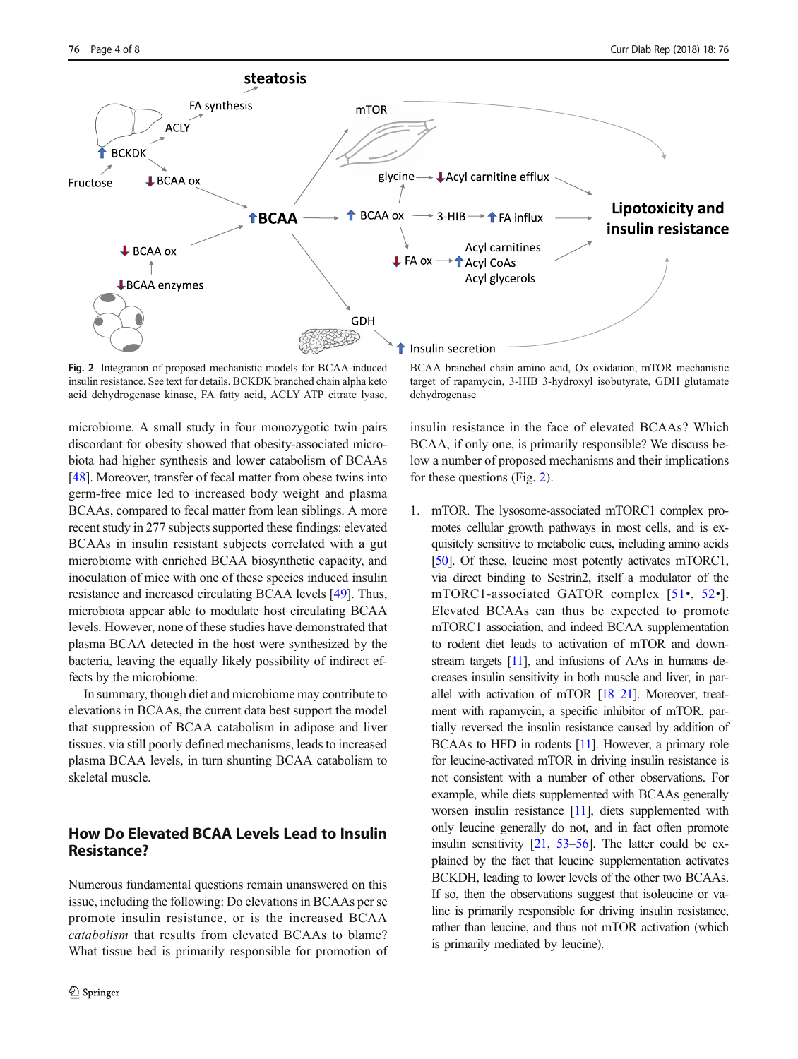Fig. 2 Integration of proposed mechanistic models for BCAA-induced insulin resistance. See text for details. BCKDK branched chain alpha keto acid dehydrogenase kinase, FA fatty acid, ACLY ATP citrate lyase, BCAA branched chain amino acid, Ox oxidation, mTOR mechanistic target of rapamycin, 3-HIB 3-hydroxyl isobutyrate, GDH glutamate dehydrogenase

microbiome. A small study in four monozygotic twin pairs discordant for obesity showed that obesity-associated microbiota had higher synthesis and lower catabolism of BCAAs [48]. Moreover, transfer of fecal matter from obese twins into germ-free mice led to increased body weight and plasma BCAAs, compared to fecal matter from lean siblings. A more recent study in 277 subjects supported these findings: elevated BCAAs in insulin resistant subjects correlated with a gut microbiome with enriched BCAA biosynthetic capacity, and inoculation of mice with one of these species induced insulin resistance and increased circulating BCAA levels [49]. Thus, microbiota appear able to modulate host circulating BCAA levels. However, none of these studies have demonstrated that plasma BCAA detected in the host were synthesized by the bacteria, leaving the equally likely possibility of indirect effects by the microbiome.

In summary, though diet and microbiome may contribute to elevations in BCAAs, the current data best support the model that suppression of BCAA catabolism in adipose and liver tissues, via still poorly defined mechanisms, leads to increased plasma BCAA levels, in turn shunting BCAA catabolism to skeletal muscle.

## How Do Elevated BCAA Levels Lead to Insulin Resistance?

Numerous fundamental questions remain unanswered on this issue, including the following: Do elevations in BCAAs per se promote insulin resistance, or is the increased BCAA *catabolism* that results from elevated BCAAs to blame? What tissue bed is primarily responsible for promotion of insulin resistance in the face of elevated BCAAs? Which BCAA, if only one, is primarily responsible? We discuss below a number of proposed mechanisms and their implications for these questions (Fig. 2).

1. mTOR. The lysosome-associated mTORC1 complex promotes cellular growth pathways in most cells, and is exquisitely sensitive to metabolic cues, including amino acids [50]. Of these, leucine most potently activates mTORC1, via direct binding to Sestrin2, itself a modulator of the mTORC1-associated GATOR complex [51•, 52•]. Elevated BCAAs can thus be expected to promote mTORC1 association, and indeed BCAA supplementation to rodent diet leads to activation of mTOR and downstream targets [11], and infusions of AAs in humans decreases insulin sensitivity in both muscle and liver, in parallel with activation of mTOR [18–21]. Moreover, treatment with rapamycin, a specific inhibitor of mTOR, partially reversed the insulin resistance caused by addition of BCAAs to HFD in rodents [11]. However, a primary role for leucine-activated mTOR in driving insulin resistance is not consistent with a number of other observations. For example, while diets supplemented with BCAAs generally worsen insulin resistance [11], diets supplemented with only leucine generally do not, and in fact often promote insulin sensitivity [21, 53–56]. The latter could be explained by the fact that leucine supplementation activates BCKDH, leading to lower levels of the other two BCAAs. If so, then the observations suggest that isoleucine or valine is primarily responsible for driving insulin resistance, rather than leucine, and thus not mTOR activation (which is primarily mediated by leucine).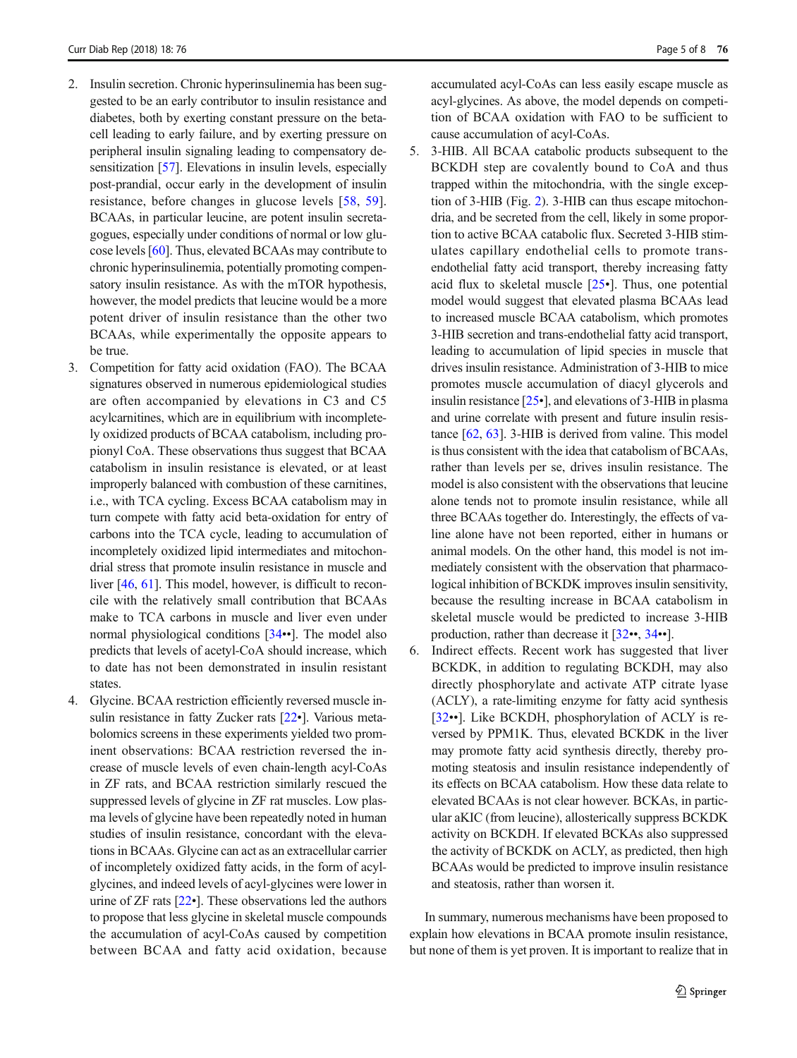2. Insulin secretion. Chronic hyperinsulinemia has been suggested to be an early contributor to insulin resistance and diabetes, both by exerting constant pressure on the beta-cell leading to early failure, and by exerting pressure on peripheral insulin signaling leading to compensatory desensitization [57]. Elevations in insulin levels, especially post-prandial, occur early in the development of insulin resistance, before changes in glucose levels [58, 59]. BCAAs, in particular leucine, are potent insulin secretagogues, especially under conditions of normal or low glucose levels [60]. Thus, elevated BCAAs may contribute to chronic hyperinsulinemia, potentially promoting compensatory insulin resistance. As with the mTOR hypothesis, however, the model predicts that leucine would be a more potent driver of insulin resistance than the other two BCAAs, while experimentally the opposite appears to be true.
3. Competition for fatty acid oxidation (FAO). The BCAA signatures observed in numerous epidemiological studies are often accompanied by elevations in C3 and C5 acylcarnitines, which are in equilibrium with incompletely oxidized products of BCAA catabolism, including propionyl CoA. These observations thus suggest that BCAA catabolism in insulin resistance is elevated, or at least improperly balanced with combustion of these carnitines, i.e., with TCA cycling. Excess BCAA catabolism may in turn compete with fatty acid beta-oxidation for entry of carbons into the TCA cycle, leading to accumulation of incompletely oxidized lipid intermediates and mitochondrial stress that promote insulin resistance in muscle and liver [46, 61]. This model, however, is difficult to reconcile with the relatively small contribution that BCAAs make to TCA carbons in muscle and liver even under normal physiological conditions [34••]. The model also predicts that levels of acetyl-CoA should increase, which to date has not been demonstrated in insulin resistant states.
4. Glycine. BCAA restriction efficiently reversed muscle insulin resistance in fatty Zucker rats [22•]. Various metabolomics screens in these experiments yielded two prominent observations: BCAA restriction reversed the increase of muscle levels of even chain-length acyl-CoAs in ZF rats, and BCAA restriction similarly rescued the suppressed levels of glycine in ZF rat muscles. Low plasma levels of glycine have been repeatedly noted in human studies of insulin resistance, concordant with the elevations in BCAAs. Glycine can act as an extracellular carrier of incompletely oxidized fatty acids, in the form of acyl-glycines, and indeed levels of acyl-glycines were lower in urine of ZF rats [22•]. These observations led the authors to propose that less glycine in skeletal muscle compounds the accumulation of acyl-CoAs caused by competition between BCAA and fatty acid oxidation, because accumulated acyl-CoAs can less easily escape muscle as acyl-glycines. As above, the model depends on competition of BCAA oxidation with FAO to be sufficient to cause accumulation of acyl-CoAs.
5. 3-HIB. All BCAA catabolic products subsequent to the BCKDH step are covalently bound to CoA and thus trapped within the mitochondria, with the single exception of 3-HIB (Fig. 2). 3-HIB can thus escape mitochondria, and be secreted from the cell, likely in some proportion to active BCAA catabolic flux. Secreted 3-HIB stimulates capillary endothelial cells to promote trans-endothelial fatty acid transport, thereby increasing fatty acid flux to skeletal muscle [25•]. Thus, one potential model would suggest that elevated plasma BCAAs lead to increased muscle BCAA catabolism, which promotes 3-HIB secretion and trans-endothelial fatty acid transport, leading to accumulation of lipid species in muscle that drives insulin resistance. Administration of 3-HIB to mice promotes muscle accumulation of diacyl glycerols and insulin resistance [25•], and elevations of 3-HIB in plasma and urine correlate with present and future insulin resistance [62, 63]. 3-HIB is derived from valine. This model is thus consistent with the idea that catabolism of BCAAs, rather than levels per se, drives insulin resistance. The model is also consistent with the observations that leucine alone tends not to promote insulin resistance, while all three BCAAs together do. Interestingly, the effects of valine alone have not been reported, either in humans or animal models. On the other hand, this model is not immediately consistent with the observation that pharmacological inhibition of BCKDK improves insulin sensitivity, because the resulting increase in BCAA catabolism in skeletal muscle would be predicted to increase 3-HIB production, rather than decrease it [32••, 34••].
6. Indirect effects. Recent work has suggested that liver BCKDK, in addition to regulating BCKDH, may also directly phosphorylate and activate ATP citrate lyase (ACLY), a rate-limiting enzyme for fatty acid synthesis [32••]. Like BCKDH, phosphorylation of ACLY is reversed by PPM1K. Thus, elevated BCKDK in the liver may promote fatty acid synthesis directly, thereby promoting steatosis and insulin resistance independently of its effects on BCAA catabolism. How these data relate to elevated BCAAs is not clear however. BCKAs, in particular aKIC (from leucine), allosterically suppress BCKDK activity on BCKDH. If elevated BCKAs also suppressed the activity of BCKDK on ACLY, as predicted, then high BCAAs would be predicted to improve insulin resistance and steatosis, rather than worsen it.

In summary, numerous mechanisms have been proposed to explain how elevations in BCAA promote insulin resistance, but none of them is yet proven. It is important to realize that in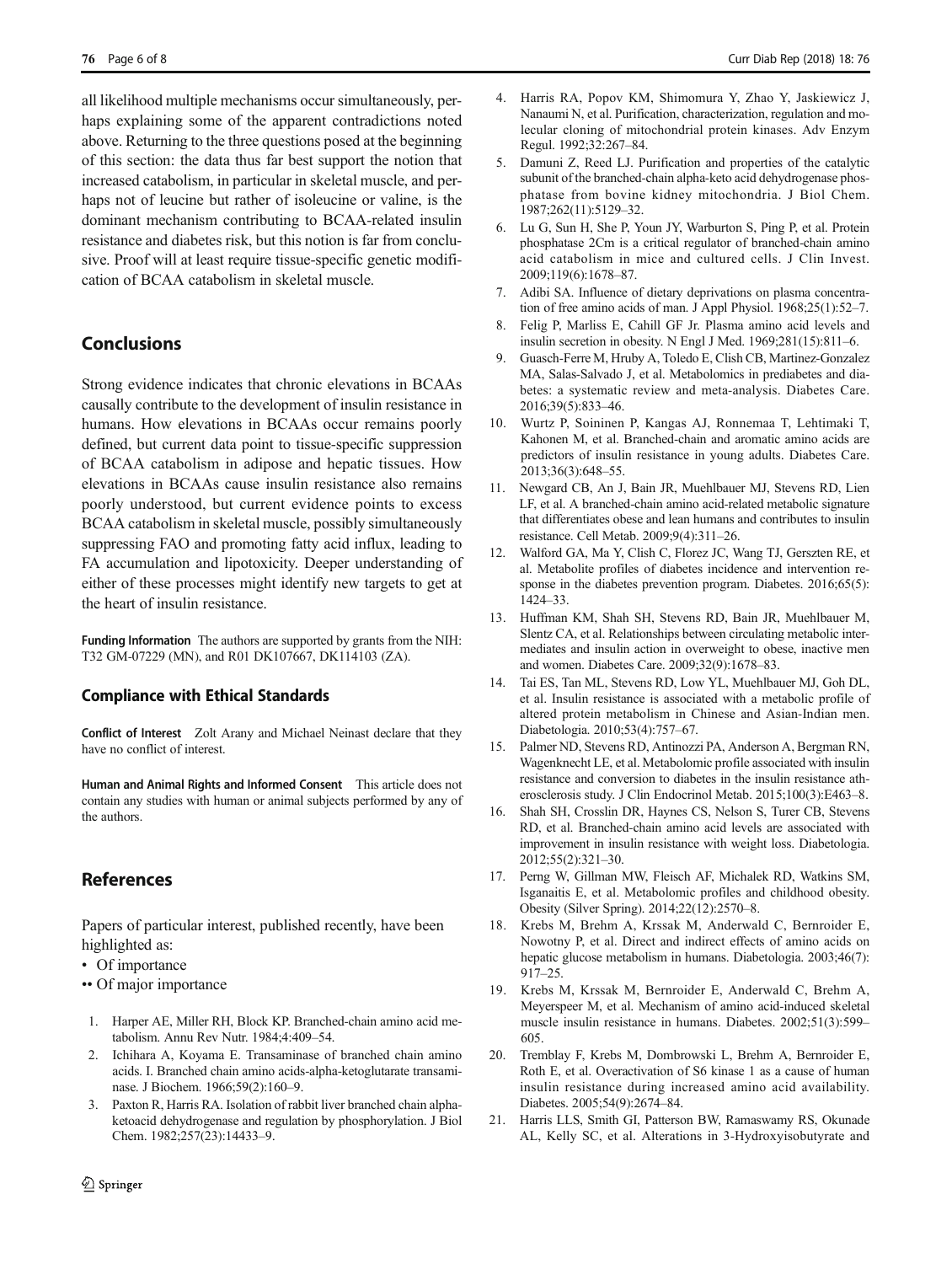all likelihood multiple mechanisms occur simultaneously, perhaps explaining some of the apparent contradictions noted above. Returning to the three questions posed at the beginning of this section: the data thus far best support the notion that increased catabolism, in particular in skeletal muscle, and perhaps not of leucine but rather of isoleucine or valine, is the dominant mechanism contributing to BCAA-related insulin resistance and diabetes risk, but this notion is far from conclusive. Proof will at least require tissue-specific genetic modification of BCAA catabolism in skeletal muscle.

## Conclusions

Strong evidence indicates that chronic elevations in BCAAs causally contribute to the development of insulin resistance in humans. How elevations in BCAAs occur remains poorly defined, but current data point to tissue-specific suppression of BCAA catabolism in adipose and hepatic tissues. How elevations in BCAAs cause insulin resistance also remains poorly understood, but current evidence points to excess BCAA catabolism in skeletal muscle, possibly simultaneously suppressing FAO and promoting fatty acid influx, leading to FA accumulation and lipotoxicity. Deeper understanding of either of these processes might identify new targets to get at the heart of insulin resistance.

**Funding Information** The authors are supported by grants from the NIH: T32 GM-07229 (MN), and R01 DK107667, DK114103 (ZA).

### Compliance with Ethical Standards

**Conflict of Interest** Zolt Arany and Michael Neinast declare that they have no conflict of interest.

**Human and Animal Rights and Informed Consent** This article does not contain any studies with human or animal subjects performed by any of the authors.

## References

Papers of particular interest, published recently, have been highlighted as:

- • Of importance
- •• Of major importance

1. Harper AE, Miller RH, Block KP. Branched-chain amino acid metabolism. Annu Rev Nutr. 1984;4:409–54.
2. Ichihara A, Koyama E. Transaminase of branched chain amino acids. I. Branched chain amino acids-alpha-ketoglutarate transaminase. J Biochem. 1966;59(2):160–9.
3. Paxton R, Harris RA. Isolation of rabbit liver branched chain alpha-ketoacid dehydrogenase and regulation by phosphorylation. J Biol Chem. 1982;257(23):14433–9.
4. Harris RA, Popov KM, Shimomura Y, Zhao Y, Jaskiewicz J, Nanaumi N, et al. Purification, characterization, regulation and molecular cloning of mitochondrial protein kinases. Adv Enzym Regul. 1992;32:267–84.
5. Damuni Z, Reed LJ. Purification and properties of the catalytic subunit of the branched-chain alpha-keto acid dehydrogenase phosphatase from bovine kidney mitochondria. J Biol Chem. 1987;262(11):5129–32.
6. Lu G, Sun H, She P, Youn JY, Warburton S, Ping P, et al. Protein phosphatase 2Cm is a critical regulator of branched-chain amino acid catabolism in mice and cultured cells. J Clin Invest. 2009;119(6):1678–87.
7. Adibi SA. Influence of dietary deprivations on plasma concentration of free amino acids of man. J Appl Physiol. 1968;25(1):52–7.
8. Felig P, Marliss E, Cahill GF Jr. Plasma amino acid levels and insulin secretion in obesity. N Engl J Med. 1969;281(15):811–6.
9. Guasch-Ferre M, Hruby A, Toledo E, Clish CB, Martinez-Gonzalez MA, Salas-Salvado J, et al. Metabolomics in prediabetes and diabetes: a systematic review and meta-analysis. Diabetes Care. 2016;39(5):833–46.
10. Wurtz P, Soininen P, Kangas AJ, Ronnemaa T, Lehtimaki T, Kahonen M, et al. Branched-chain and aromatic amino acids are predictors of insulin resistance in young adults. Diabetes Care. 2013;36(3):648–55.
11. Newgard CB, An J, Bain JR, Muehlbauer MJ, Stevens RD, Lien LF, et al. A branched-chain amino acid-related metabolic signature that differentiates obese and lean humans and contributes to insulin resistance. Cell Metab. 2009;9(4):311–26.
12. Walford GA, Ma Y, Clish C, Florez JC, Wang TJ, Gerszten RE, et al. Metabolite profiles of diabetes incidence and intervention response in the diabetes prevention program. Diabetes. 2016;65(5):1424–33.
13. Huffman KM, Shah SH, Stevens RD, Bain JR, Muehlbauer M, Slentz CA, et al. Relationships between circulating metabolic intermediates and insulin action in overweight to obese, inactive men and women. Diabetes Care. 2009;32(9):1678–83.
14. Tai ES, Tan ML, Stevens RD, Low YL, Muehlbauer MJ, Goh DL, et al. Insulin resistance is associated with a metabolic profile of altered protein metabolism in Chinese and Asian-Indian men. Diabetologia. 2010;53(4):757–67.
15. Palmer ND, Stevens RD, Antinozzi PA, Anderson A, Bergman RN, Wagenknecht LE, et al. Metabolomic profile associated with insulin resistance and conversion to diabetes in the insulin resistance atherosclerosis study. J Clin Endocrinol Metab. 2015;100(3):E463–8.
16. Shah SH, Crosslin DR, Haynes CS, Nelson S, Turer CB, Stevens RD, et al. Branched-chain amino acid levels are associated with improvement in insulin resistance with weight loss. Diabetologia. 2012;55(2):321–30.
17. Perng W, Gillman MW, Fleisch AF, Michalek RD, Watkins SM, Isganaitis E, et al. Metabolomic profiles and childhood obesity. Obesity (Silver Spring). 2014;22(12):2570–8.
18. Krebs M, Brehm A, Krssak M, Anderwald C, Bernroider E, Nowotny P, et al. Direct and indirect effects of amino acids on hepatic glucose metabolism in humans. Diabetologia. 2003;46(7):917–25.
19. Krebs M, Krssak M, Bernroider E, Anderwald C, Brehm A, Meyerspeer M, et al. Mechanism of amino acid-induced skeletal muscle insulin resistance in humans. Diabetes. 2002;51(3):599–605.
20. Tremblay F, Krebs M, Dombrowski L, Brehm A, Bernroider E, Roth E, et al. Overactivation of S6 kinase 1 as a cause of human insulin resistance during increased amino acid availability. Diabetes. 2005;54(9):2674–84.
21. Harris LLS, Smith GI, Patterson BW, Ramaswamy RS, Okunade AL, Kelly SC, et al. Alterations in 3-Hydroxyisobutyrate and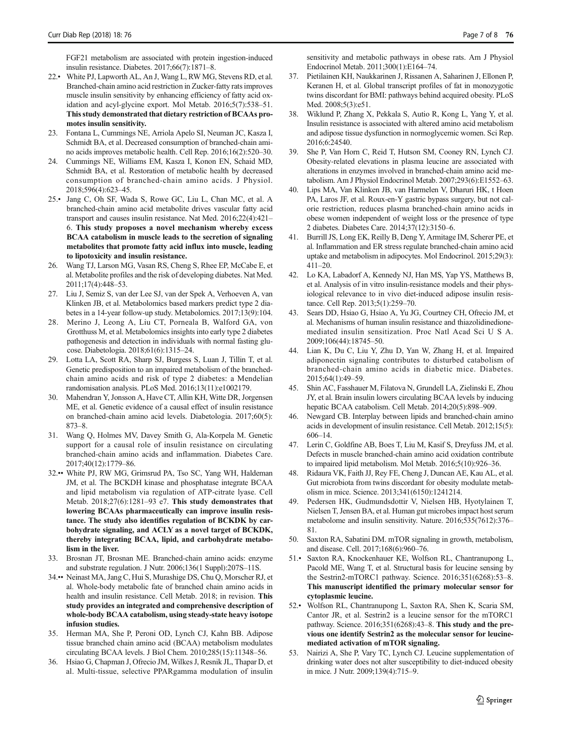FGF21 metabolism are associated with protein ingestion-induced insulin resistance. Diabetes. 2017;66(7):1871–8.

22.• White PJ, Lapworth AL, An J, Wang L, RW MG, Stevens RD, et al. Branched-chain amino acid restriction in Zucker-fatty rats improves muscle insulin sensitivity by enhancing efficiency of fatty acid oxidation and acyl-glycine export. Mol Metab. 2016;5(7):538–51. **This study demonstrated that dietary restriction of BCAAs promotes insulin sensitivity.**

23. Fontana L, Cummings NE, Arriola Apelo SI, Neuman JC, Kasza I, Schmidt BA, et al. Decreased consumption of branched-chain amino acids improves metabolic health. Cell Rep. 2016;16(2):520–30.

24. Cummings NE, Williams EM, Kasza I, Konon EN, Schaid MD, Schmidt BA, et al. Restoration of metabolic health by decreased consumption of branched-chain amino acids. J Physiol. 2018;596(4):623–45.

25.• Jang C, Oh SF, Wada S, Rowe GC, Liu L, Chan MC, et al. A branched-chain amino acid metabolite drives vascular fatty acid transport and causes insulin resistance. Nat Med. 2016;22(4):421–6. **This study proposes a novel mechanism whereby excess BCAA catabolism in muscle leads to the secretion of signaling metabolites that promote fatty acid influx into muscle, leading to lipotoxicity and insulin resistance.**

26. Wang TJ, Larson MG, Vasan RS, Cheng S, Rhee EP, McCabe E, et al. Metabolite profiles and the risk of developing diabetes. Nat Med. 2011;17(4):448–53.

27. Liu J, Semiz S, van der Lee SJ, van der Spek A, Verhoeven A, van Klinken JB, et al. Metabolomics based markers predict type 2 diabetes in a 14-year follow-up study. Metabolomics. 2017;13(9):104.

28. Merino J, Leong A, Liu CT, Porneala B, Walford GA, von Grotthuss M, et al. Metabolomics insights into early type 2 diabetes pathogenesis and detection in individuals with normal fasting glucose. Diabetologia. 2018;61(6):1315–24.

29. Lotta LA, Scott RA, Sharp SJ, Burgess S, Luan J, Tillin T, et al. Genetic predisposition to an impaired metabolism of the branched-chain amino acids and risk of type 2 diabetes: a Mendelian randomisation analysis. PLoS Med. 2016;13(11):e1002179.

30. Mahendran Y, Jonsson A, Have CT, Allin KH, Witte DR, Jorgensen ME, et al. Genetic evidence of a causal effect of insulin resistance on branched-chain amino acid levels. Diabetologia. 2017;60(5):873–8.

31. Wang Q, Holmes MV, Davey Smith G, Ala-Korpela M. Genetic support for a causal role of insulin resistance on circulating branched-chain amino acids and inflammation. Diabetes Care. 2017;40(12):1779–86.

32.•• White PJ, RW MG, Grimsrud PA, Tso SC, Yang WH, Haldeman JM, et al. The BCKDH kinase and phosphatase integrate BCAA and lipid metabolism via regulation of ATP-citrate lyase. Cell Metab. 2018;27(6):1281–93 e7. **This study demonstrates that lowering BCAAs pharmaceutically can improve insulin resistance. The study also identifies regulation of BCKDK by carbohydrate signaling, and ACLY as a novel target of BCKDK, thereby integrating BCAA, lipid, and carbohydrate metabolism in the liver.**

33. Brosnan JT, Brosnan ME. Branched-chain amino acids: enzyme and substrate regulation. J Nutr. 2006;136(1 Suppl):207S–11S.

34.•• Neinast MA, Jang C, Hui S, Murashige DS, Chu Q, Morscher RJ, et al. Whole-body metabolic fate of branched chain amino acids in health and insulin resistance. Cell Metab. 2018; in revision. **This study provides an integrated and comprehensive description of whole-body BCAA catabolism, using steady-state heavy isotope infusion studies.**

35. Herman MA, She P, Peroni OD, Lynch CJ, Kahn BB. Adipose tissue branched chain amino acid (BCAA) metabolism modulates circulating BCAA levels. J Biol Chem. 2010;285(15):11348–56.

36. Hsiao G, Chapman J, Ofrecio JM, Wilkes J, Resnik JL, Thapar D, et al. Multi-tissue, selective PPARgamma modulation of insulin sensitivity and metabolic pathways in obese rats. Am J Physiol Endocrinol Metab. 2011;300(1):E164–74.

37. Pietilainen KH, Naukkarinen J, Rissanen A, Saharinen J, Ellonen P, Keranen H, et al. Global transcript profiles of fat in monozygotic twins discordant for BMI: pathways behind acquired obesity. PLoS Med. 2008;5(3):e51.

38. Wiklund P, Zhang X, Pekkala S, Autio R, Kong L, Yang Y, et al. Insulin resistance is associated with altered amino acid metabolism and adipose tissue dysfunction in normoglycemic women. Sci Rep. 2016;6:24540.

39. She P, Van Horn C, Reid T, Hutson SM, Cooney RN, Lynch CJ. Obesity-related elevations in plasma leucine are associated with alterations in enzymes involved in branched-chain amino acid metabolism. Am J Physiol Endocrinol Metab. 2007;293(6):E1552–63.

40. Lips MA, Van Klinken JB, van Harmelen V, Dharuri HK, t Hoen PA, Laros JF, et al. Roux-en-Y gastric bypass surgery, but not calorie restriction, reduces plasma branched-chain amino acids in obese women independent of weight loss or the presence of type 2 diabetes. Diabetes Care. 2014;37(12):3150–6.

41. Burrill JS, Long EK, Reilly B, Deng Y, Armitage IM, Scherer PE, et al. Inflammation and ER stress regulate branched-chain amino acid uptake and metabolism in adipocytes. Mol Endocrinol. 2015;29(3):411–20.

42. Lo KA, Labadorf A, Kennedy NJ, Han MS, Yap YS, Matthews B, et al. Analysis of in vitro insulin-resistance models and their physiological relevance to in vivo diet-induced adipose insulin resistance. Cell Rep. 2013;5(1):259–70.

43. Sears DD, Hsiao G, Hsiao A, Yu JG, Courtney CH, Ofrecio JM, et al. Mechanisms of human insulin resistance and thiazolidinedione-mediated insulin sensitization. Proc Natl Acad Sci U S A. 2009;106(44):18745–50.

44. Lian K, Du C, Liu Y, Zhu D, Yan W, Zhang H, et al. Impaired adiponectin signaling contributes to disturbed catabolism of branched-chain amino acids in diabetic mice. Diabetes. 2015;64(1):49–59.

45. Shin AC, Fasshauer M, Filatova N, Grundell LA, Zielinski E, Zhou JY, et al. Brain insulin lowers circulating BCAA levels by inducing hepatic BCAA catabolism. Cell Metab. 2014;20(5):898–909.

46. Newgard CB. Interplay between lipids and branched-chain amino acids in development of insulin resistance. Cell Metab. 2012;15(5):606–14.

47. Lerin C, Goldfine AB, Boes T, Liu M, Kasif S, Dreyfuss JM, et al. Defects in muscle branched-chain amino acid oxidation contribute to impaired lipid metabolism. Mol Metab. 2016;5(10):926–36.

48. Ridaura VK, Faith JJ, Rey FE, Cheng J, Duncan AE, Kau AL, et al. Gut microbiota from twins discordant for obesity modulate metabolism in mice. Science. 2013;341(6150):1241214.

49. Pedersen HK, Gudmundsdottir V, Nielsen HB, Hyotylainen T, Nielsen T, Jensen BA, et al. Human gut microbes impact host serum metabolome and insulin sensitivity. Nature. 2016;535(7612):376–81.

50. Saxton RA, Sabatini DM. mTOR signaling in growth, metabolism, and disease. Cell. 2017;168(6):960–76.

51.• Saxton RA, Knockenhauer KE, Wolfson RL, Chantranupong L, Pacold ME, Wang T, et al. Structural basis for leucine sensing by the Sestrin2-mTORC1 pathway. Science. 2016;351(6268):53–8. **This manuscript identified the primary molecular sensor for cytoplasmic leucine.**

52.• Wolfson RL, Chantranupong L, Saxton RA, Shen K, Scaria SM, Cantor JR, et al. Sestrin2 is a leucine sensor for the mTORC1 pathway. Science. 2016;351(6268):43–8. **This study and the previous one identify Sestrin2 as the molecular sensor for leucine-mediated activation of mTOR signaling.**

53. Nairizi A, She P, Vary TC, Lynch CJ. Leucine supplementation of drinking water does not alter susceptibility to diet-induced obesity in mice. J Nutr. 2009;139(4):715–9.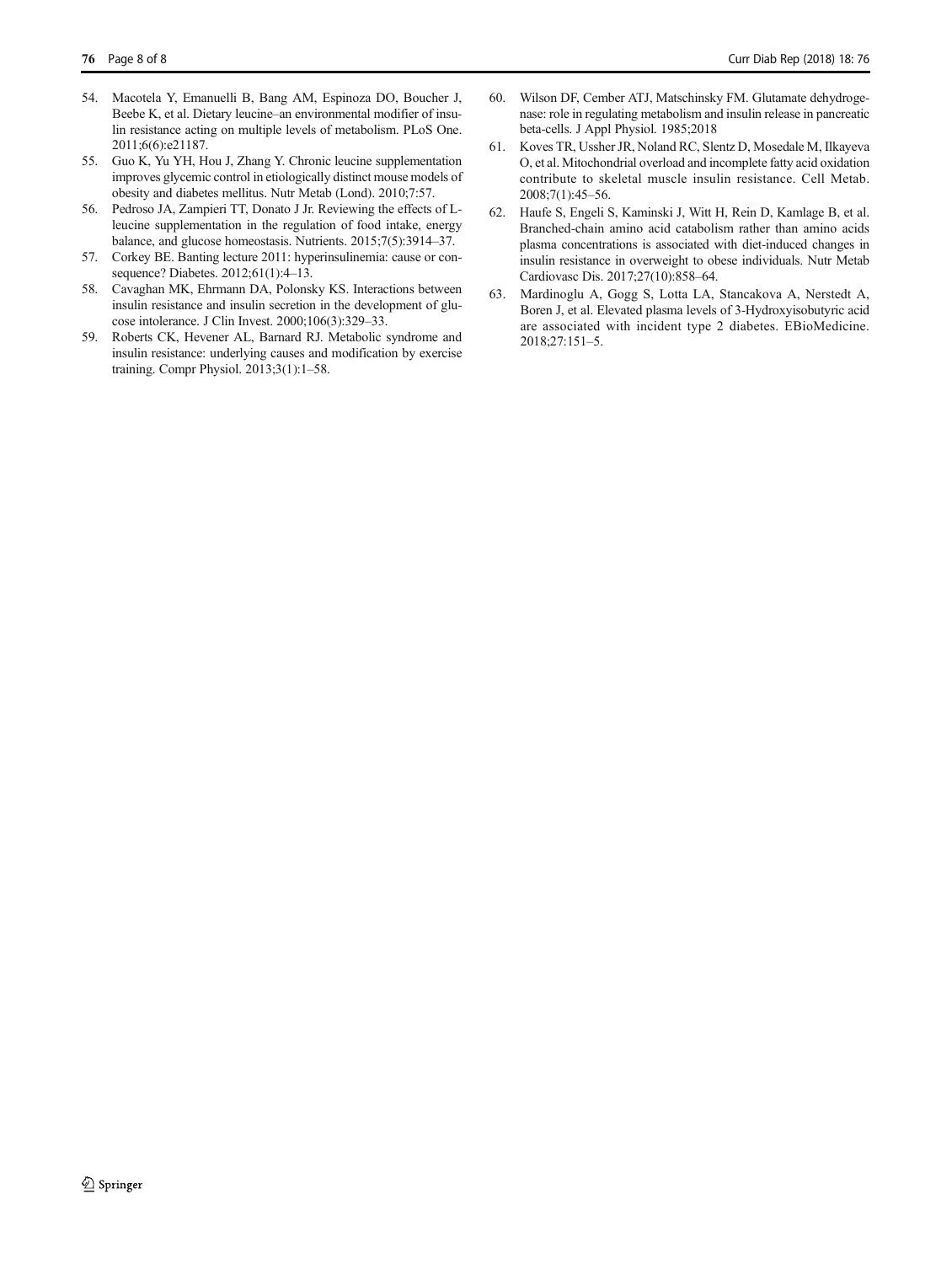54. Macotela Y, Emanuelli B, Bang AM, Espinoza DO, Boucher J, Beebe K, et al. Dietary leucine–an environmental modifier of insulin resistance acting on multiple levels of metabolism. PLoS One. 2011;6(6):e21187.
55. Guo K, Yu YH, Hou J, Zhang Y. Chronic leucine supplementation improves glycemic control in etiologically distinct mouse models of obesity and diabetes mellitus. Nutr Metab (Lond). 2010;7:57.
56. Pedroso JA, Zampieri TT, Donato J Jr. Reviewing the effects of L-leucine supplementation in the regulation of food intake, energy balance, and glucose homeostasis. Nutrients. 2015;7(5):3914–37.
57. Corkey BE. Banting lecture 2011: hyperinsulinemia: cause or consequence? Diabetes. 2012;61(1):4–13.
58. Cavaghan MK, Ehrmann DA, Polonsky KS. Interactions between insulin resistance and insulin secretion in the development of glucose intolerance. J Clin Invest. 2000;106(3):329–33.
59. Roberts CK, Hevener AL, Barnard RJ. Metabolic syndrome and insulin resistance: underlying causes and modification by exercise training. Compr Physiol. 2013;3(1):1–58.
60. Wilson DF, Cember ATJ, Matschinsky FM. Glutamate dehydrogenase: role in regulating metabolism and insulin release in pancreatic beta-cells. J Appl Physiol. 1985;2018
61. Koves TR, Ussher JR, Noland RC, Slentz D, Mosedale M, Ilkayeva O, et al. Mitochondrial overload and incomplete fatty acid oxidation contribute to skeletal muscle insulin resistance. Cell Metab. 2008;7(1):45–56.
62. Haufe S, Engeli S, Kaminski J, Witt H, Rein D, Kamlage B, et al. Branched-chain amino acid catabolism rather than amino acids plasma concentrations is associated with diet-induced changes in insulin resistance in overweight to obese individuals. Nutr Metab Cardiovasc Dis. 2017;27(10):858–64.
63. Mardinoglu A, Gogg S, Lotta LA, Stancakova A, Nerstedt A, Boren J, et al. Elevated plasma levels of 3-Hydroxyisobutyric acid are associated with incident type 2 diabetes. EBioMedicine. 2018;27:151–5.